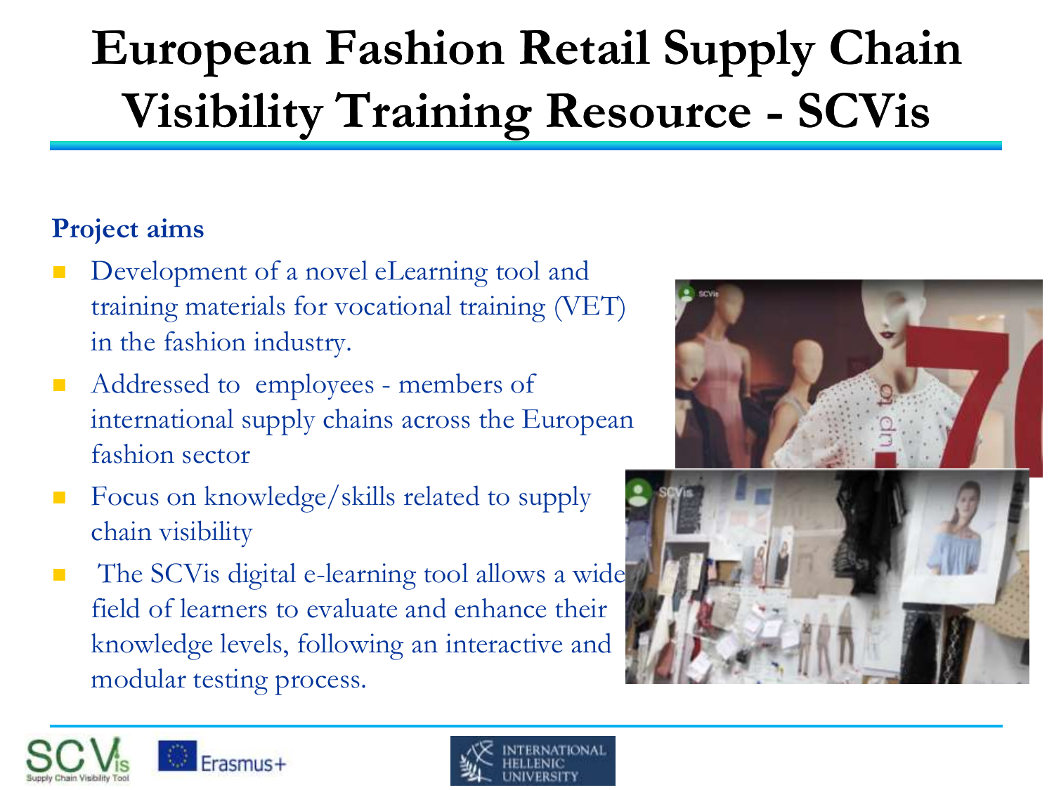# European Fashion Retail Supply Chain Visibility Training Resource - SCVis

**Project aims**

- Development of a novel eLearning tool and training materials for vocational training (VET) in the fashion industry.
- Addressed to employees - members of international supply chains across the European fashion sector
- Focus on knowledge/skills related to supply chain visibility
- The SCVis digital e-learning tool allows a wide field of learners to evaluate and enhance their knowledge levels, following an interactive and modular testing process.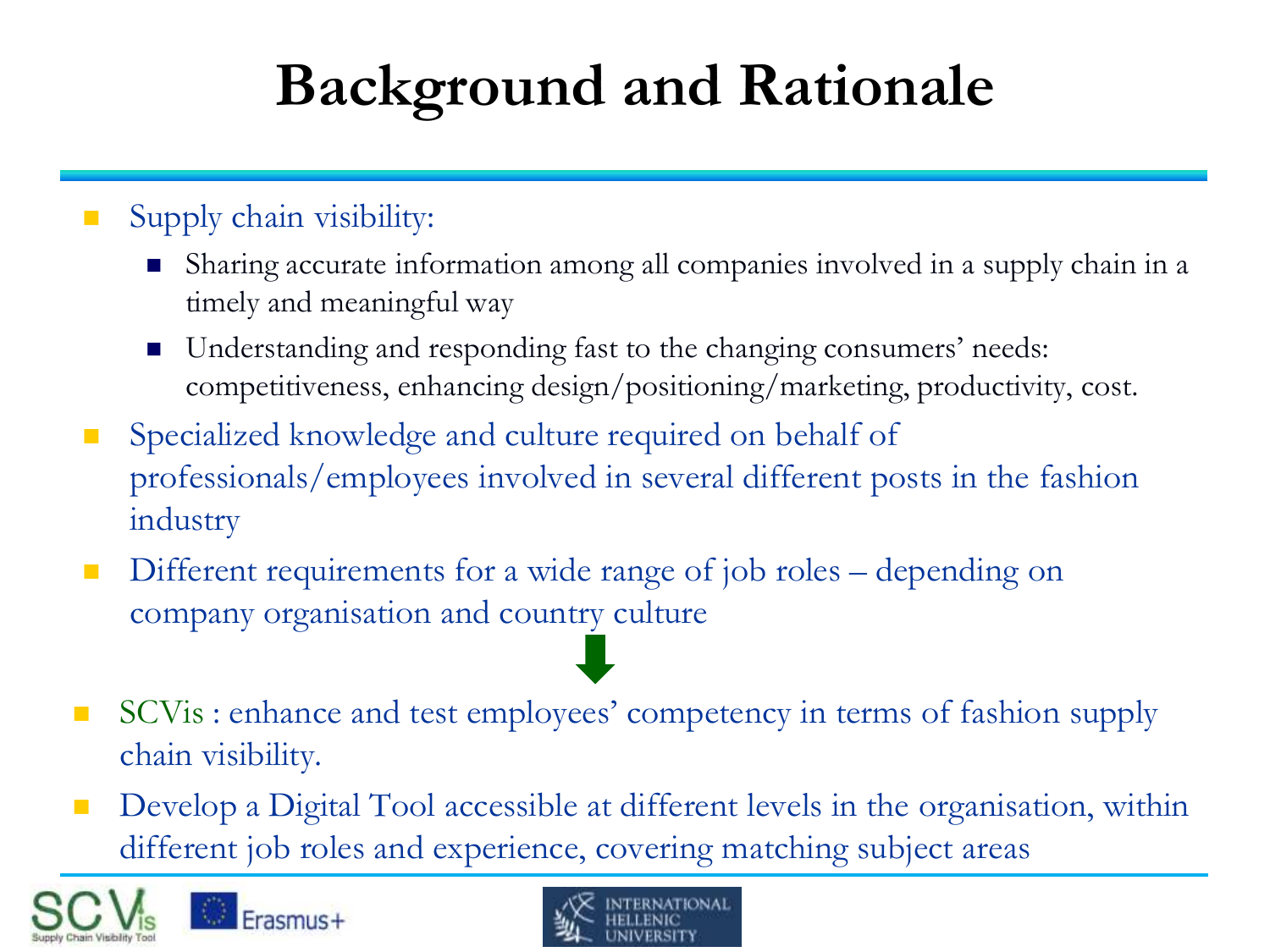# Background and Rationale

- Supply chain visibility:
  - Sharing accurate information among all companies involved in a supply chain in a timely and meaningful way
  - Understanding and responding fast to the changing consumers' needs: competitiveness, enhancing design/positioning/marketing, productivity, cost.
- Specialized knowledge and culture required on behalf of professionals/employees involved in several different posts in the fashion industry
- Different requirements for a wide range of job roles – depending on company organisation and country culture

↓

- SCVis : enhance and test employees' competency in terms of fashion supply chain visibility.
- Develop a Digital Tool accessible at different levels in the organisation, within different job roles and experience, covering matching subject areas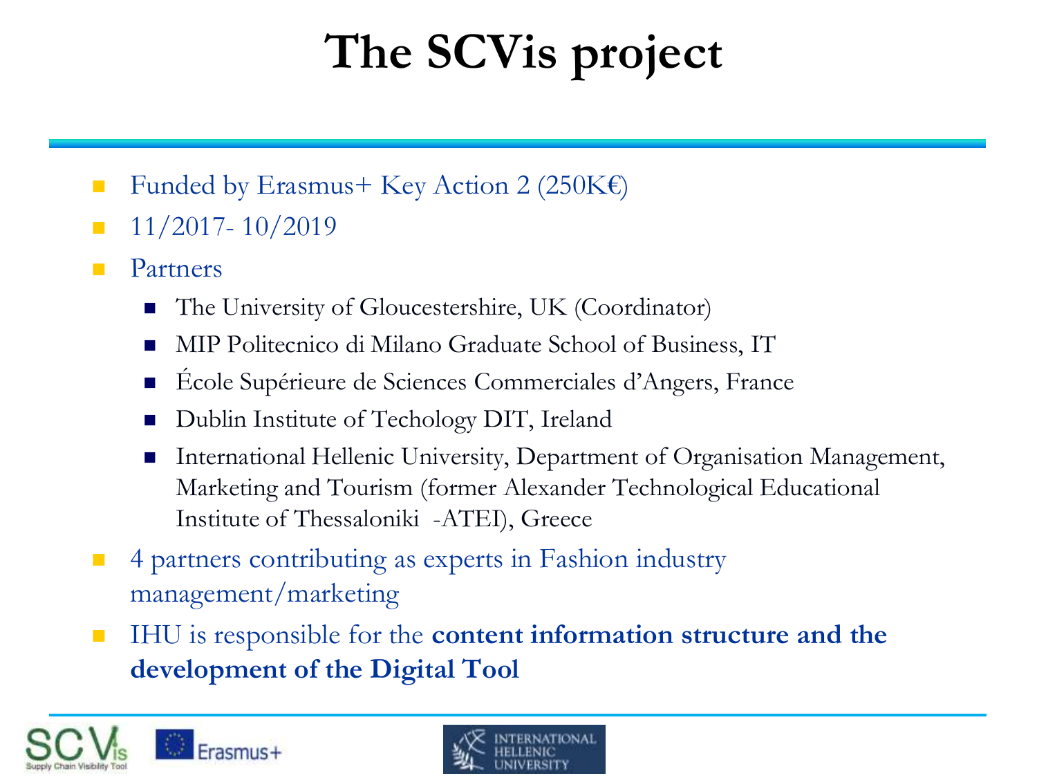# The SCVis project

- Funded by Erasmus+ Key Action 2 (250K€)
- 11/2017- 10/2019
- Partners
  - The University of Gloucestershire, UK (Coordinator)
  - MIP Politecnico di Milano Graduate School of Business, IT
  - École Supérieure de Sciences Commerciales d'Angers, France
  - Dublin Institute of Techology DIT, Ireland
  - International Hellenic University, Department of Organisation Management, Marketing and Tourism (former Alexander Technological Educational Institute of Thessaloniki -ATEI), Greece
- 4 partners contributing as experts in Fashion industry management/marketing
- IHU is responsible for the **content information structure and the development of the Digital Tool**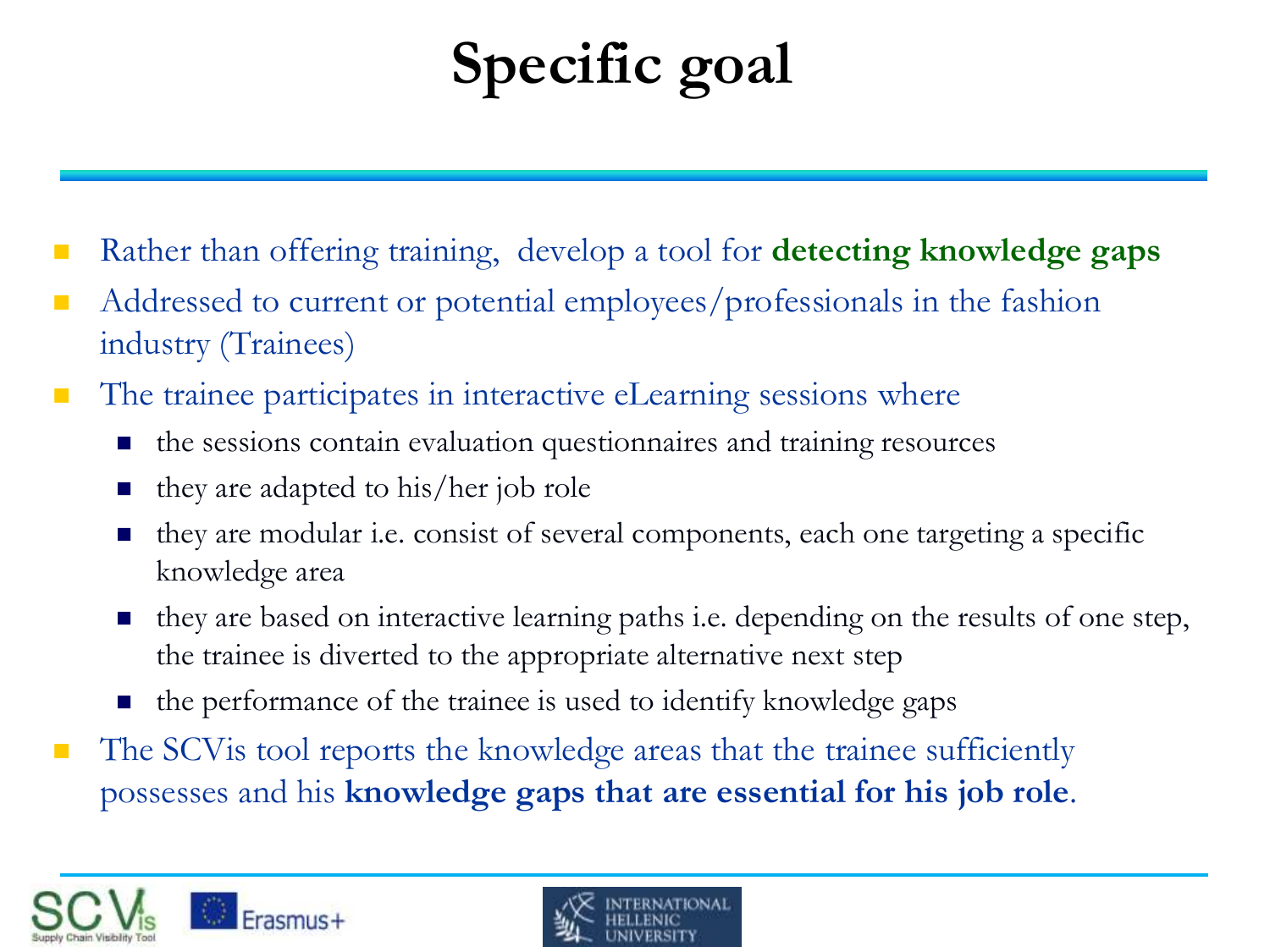# Specific goal

- Rather than offering training, develop a tool for **detecting knowledge gaps**
- Addressed to current or potential employees/professionals in the fashion industry (Trainees)
- The trainee participates in interactive eLearning sessions where
  - the sessions contain evaluation questionnaires and training resources
  - they are adapted to his/her job role
  - they are modular i.e. consist of several components, each one targeting a specific knowledge area
  - they are based on interactive learning paths i.e. depending on the results of one step, the trainee is diverted to the appropriate alternative next step
  - the performance of the trainee is used to identify knowledge gaps
- The SCVis tool reports the knowledge areas that the trainee sufficiently possesses and his **knowledge gaps that are essential for his job role**.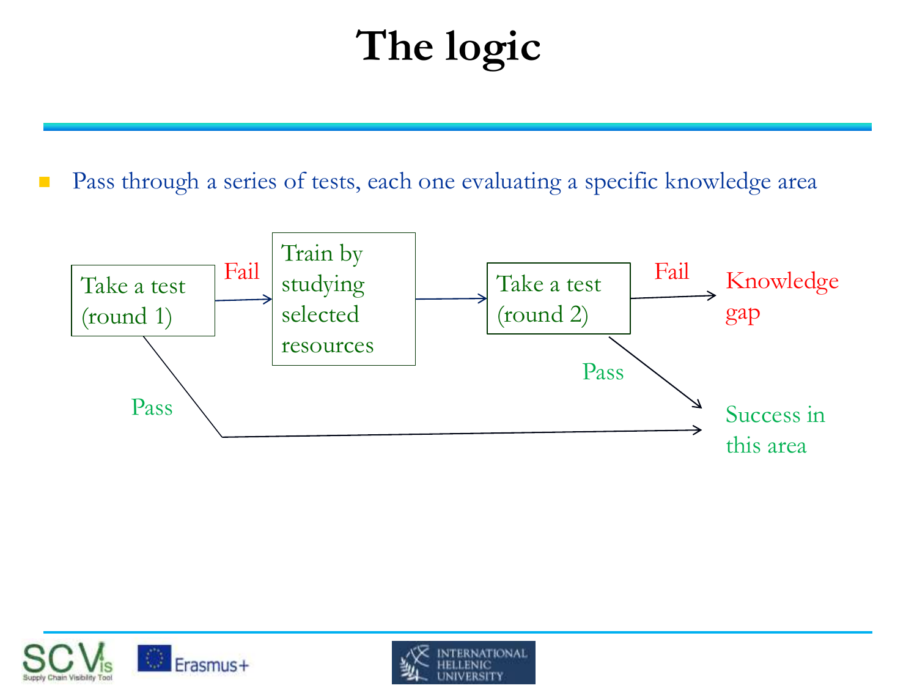# The logic

- Pass through a series of tests, each one evaluating a specific knowledge area

Take a test (round 1) → Fail → Train by studying selected resources → Take a test (round 2) → Fail → Knowledge gap

Take a test (round 1) → Pass → Success in this area

Take a test (round 2) → Pass → Success in this area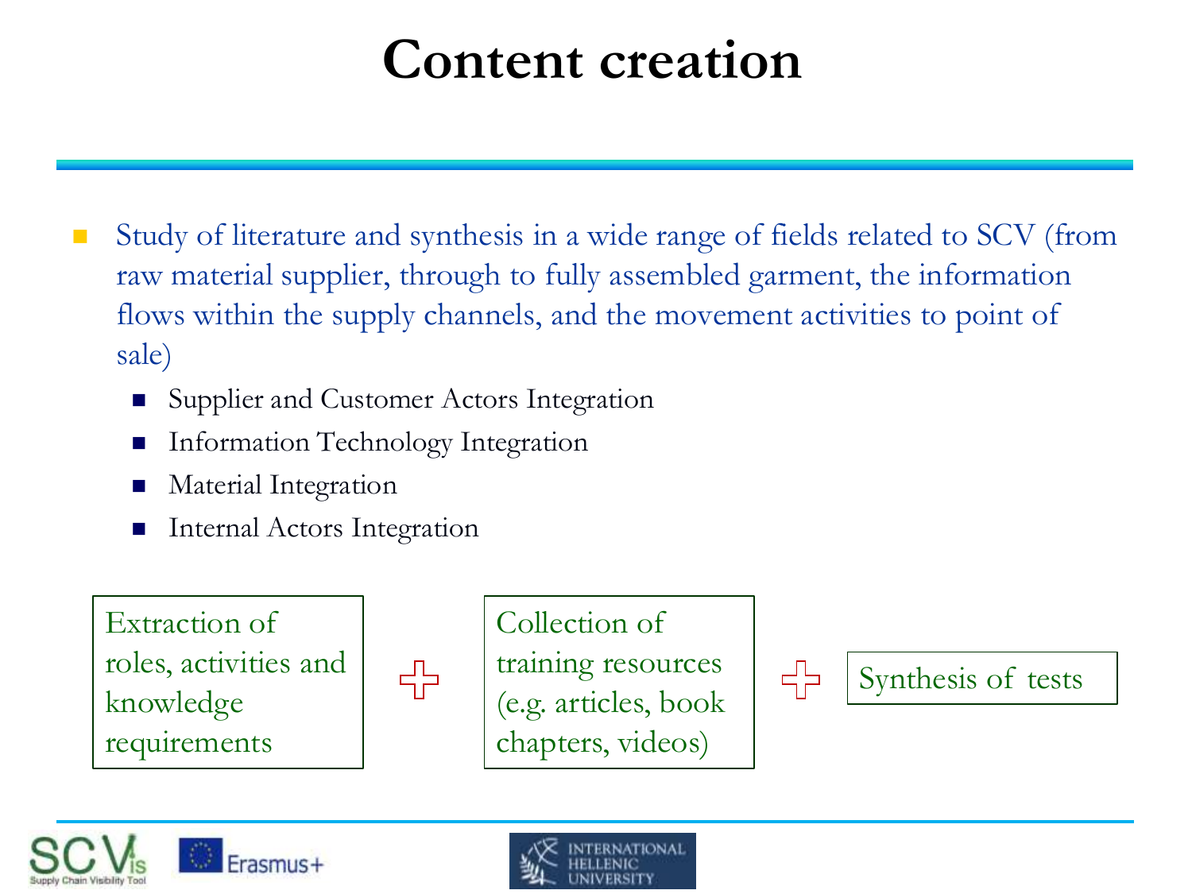# Content creation

- Study of literature and synthesis in a wide range of fields related to SCV (from raw material supplier, through to fully assembled garment, the information flows within the supply channels, and the movement activities to point of sale)
  - Supplier and Customer Actors Integration
  - Information Technology Integration
  - Material Integration
  - Internal Actors Integration

Extraction of roles, activities and knowledge requirements + Collection of training resources (e.g. articles, book chapters, videos) + Synthesis of tests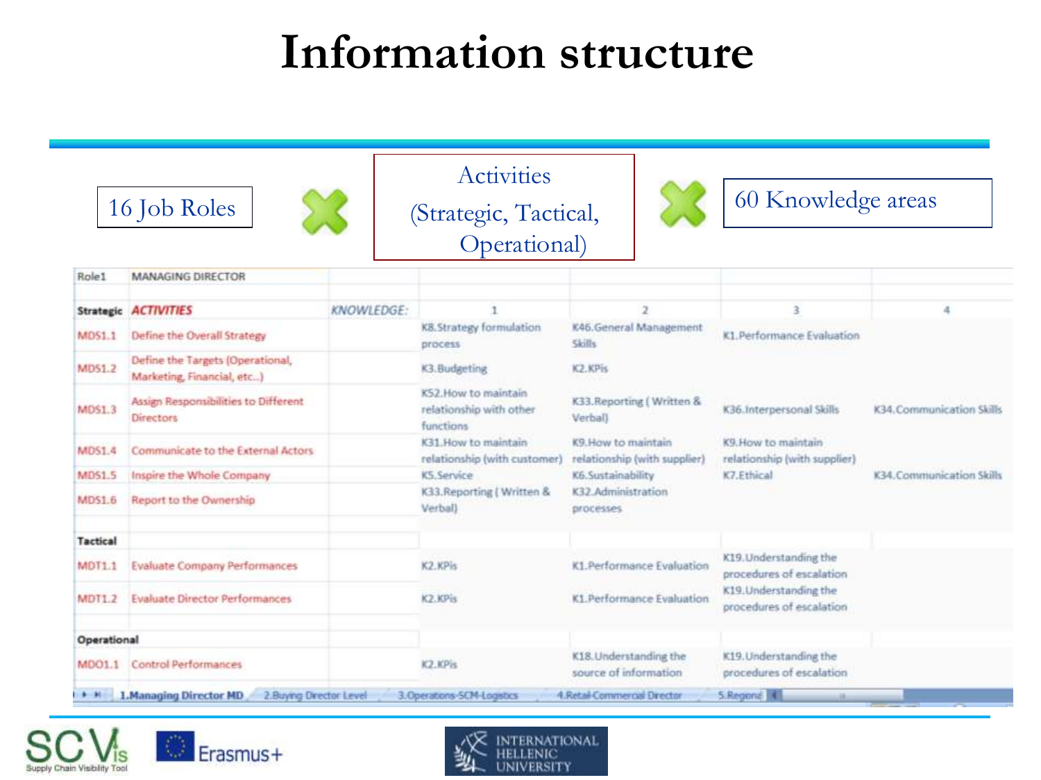# Information structure

16 Job Roles × Activities (Strategic, Tactical, Operational) × 60 Knowledge areas

| Role1 | MANAGING DIRECTOR | | | | | |
|---|---|---|---|---|---|---|
| **Strategic** | ***ACTIVITIES*** | *KNOWLEDGE:* | 1 | 2 | 3 | 4 |
| MDS1.1 | Define the Overall Strategy | | K8.Strategy formulation process | K46.General Management Skills | K1.Performance Evaluation | |
| MDS1.2 | Define the Targets (Operational, Marketing, Financial, etc..) | | K3.Budgeting | K2.KPIs | | |
| MDS1.3 | Assign Responsibilities to Different Directors | | K52.How to maintain relationship with other functions | K33.Reporting ( Written & Verbal) | K36.Interpersonal Skills | K34.Communication Skills |
| MDS1.4 | Communicate to the External Actors | | K31.How to maintain relationship (with customer) | K9.How to maintain relationship (with supplier) | K9.How to maintain relationship (with supplier) | |
| MDS1.5 | Inspire the Whole Company | | K5.Service | K6.Sustainability | K7.Ethical | K34.Communication Skills |
| MDS1.6 | Report to the Ownership | | K33.Reporting ( Written & Verbal) | K32.Administration processes | | |
| **Tactical** | | | | | | |
| MDT1.1 | Evaluate Company Performances | | K2.KPIs | K1.Performance Evaluation | K19.Understanding the procedures of escalation | |
| MDT1.2 | Evaluate Director Performances | | K2.KPIs | K1.Performance Evaluation | K19.Understanding the procedures of escalation | |
| **Operational** | | | | | | |
| MDO1.1 | Control Performances | | K2.KPIs | K18.Understanding the source of information | K19.Understanding the procedures of escalation | |

Sheets: 1.Managing Director MD | 2.Buying Drector Level | 3.Operations-SCM-Logistics | 4.Retail-Commercial Director | 5.Regional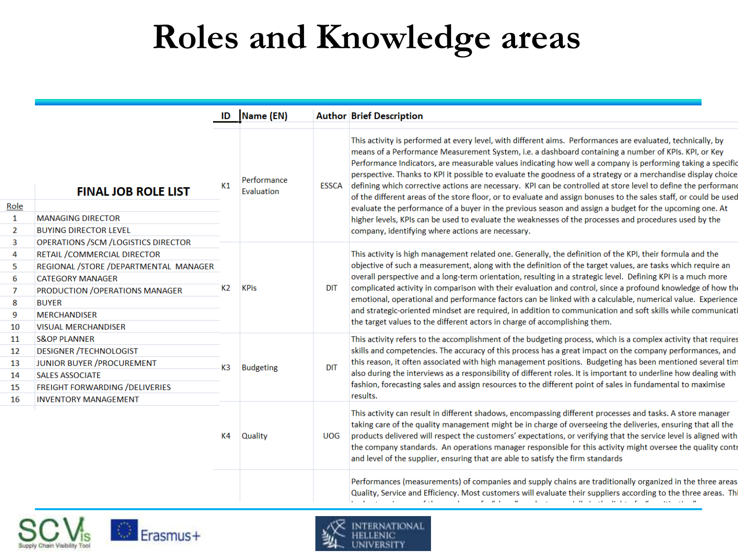# Roles and Knowledge areas

**FINAL JOB ROLE LIST**

| Role | |
|---|---|
| 1 | MANAGING DIRECTOR |
| 2 | BUYING DIRECTOR LEVEL |
| 3 | OPERATIONS /SCM /LOGISTICS DIRECTOR |
| 4 | RETAIL /COMMERCIAL DIRECTOR |
| 5 | REGIONAL /STORE /DEPARTMENTAL MANAGER |
| 6 | CATEGORY MANAGER |
| 7 | PRODUCTION /OPERATIONS MANAGER |
| 8 | BUYER |
| 9 | MERCHANDISER |
| 10 | VISUAL MERCHANDISER |
| 11 | S&OP PLANNER |
| 12 | DESIGNER /TECHNOLOGIST |
| 13 | JUNIOR BUYER /PROCUREMENT |
| 14 | SALES ASSOCIATE |
| 15 | FREIGHT FORWARDING /DELIVERIES |
| 16 | INVENTORY MANAGEMENT |

| ID | Name (EN) | Author | Brief Description |
|---|---|---|---|
| K1 | Performance Evaluation | ESSCA | This activity is performed at every level, with different aims. Performances are evaluated, technically, by means of a Performance Measurement System, i.e. a dashboard containing a number of KPIs. KPI, or Key Performance Indicators, are measurable values indicating how well a company is performing taking a specific perspective. Thanks to KPI it possible to evaluate the goodness of a strategy or a merchandise display choice defining which corrective actions are necessary. KPI can be controlled at store level to define the performanc of the different areas of the store floor, or to evaluate and assign bonuses to the sales staff, or could be used evaluate the performance of a buyer in the previous season and assign a budget for the upcoming one. At higher levels, KPIs can be used to evaluate the weaknesses of the processes and procedures used by the company, identifying where actions are necessary. |
| K2 | KPis | DIT | This activity is high management related one. Generally, the definition of the KPI, their formula and the objective of such a measurement, along with the definition of the target values, are tasks which require an overall perspective and a long-term orientation, resulting in a strategic level. Defining KPI is a much more complicated activity in comparison with their evaluation and control, since a profound knowledge of how the emotional, operational and performance factors can be linked with a calculable, numerical value. Experience and strategic-oriented mindset are required, in addition to communication and soft skills while communicati the target values to the different actors in charge of accomplishing them. |
| K3 | Budgeting | DIT | This activity refers to the accomplishment of the budgeting process, which is a complex activity that requires skills and competencies. The accuracy of this process has a great impact on the company performances, and this reason, it often associated with high management positions. Budgeting has been mentioned several tim also during the interviews as a responsibility of different roles. It is important to underline how dealing with fashion, forecasting sales and assign resources to the different point of sales in fundamental to maximise results. |
| K4 | Quality | UOG | This activity can result in different shadows, encompassing different processes and tasks. A store manager taking care of the quality management might be in charge of overseeing the deliveries, ensuring that all the products delivered will respect the customers' expectations, or verifying that the service level is aligned with the company standards. An operations manager responsible for this activity might oversee the quality contr and level of the supplier, ensuring that are able to satisfy the firm standards |
| | | | Performances (measurements) of companies and supply chains are traditionally organized in the three areas Quality, Service and Efficiency. Most customers will evaluate their suppliers according to the three areas. Thi |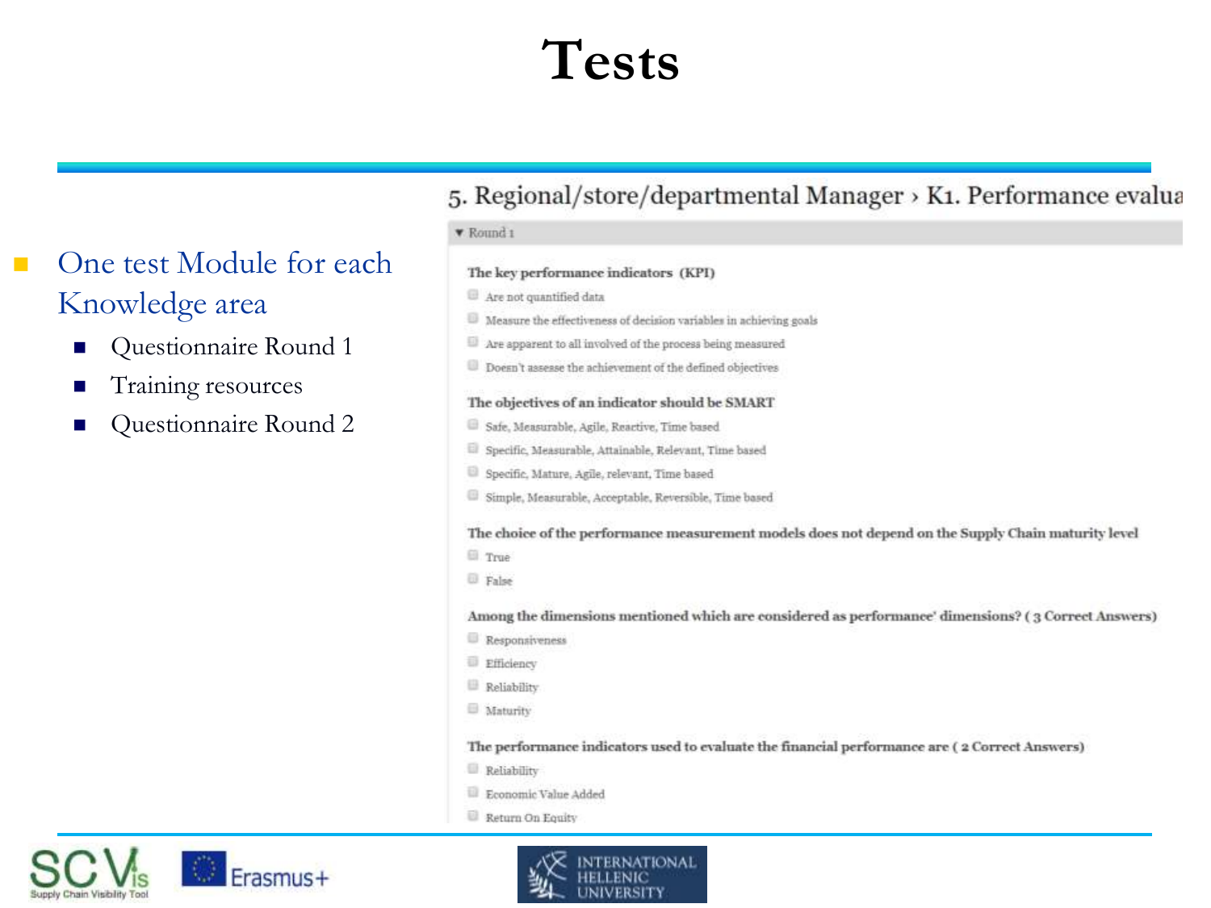# Tests

- One test Module for each Knowledge area
  - Questionnaire Round 1
  - Training resources
  - Questionnaire Round 2

5. Regional/store/departmental Manager › K1. Performance evalua

▼ Round 1

**The key performance indicators (KPI)**

- Are not quantified data
- Measure the effectiveness of decision variables in achieving goals
- Are apparent to all involved of the process being measured
- Doesn't assesse the achievement of the defined objectives

**The objectives of an indicator should be SMART**

- Safe, Measurable, Agile, Reactive, Time based
- Specific, Measurable, Attainable, Relevant, Time based
- Specific, Mature, Agile, relevant, Time based
- Simple, Measurable, Acceptable, Reversible, Time based

**The choice of the performance measurement models does not depend on the Supply Chain maturity level**

- True
- False

**Among the dimensions mentioned which are considered as performance' dimensions? ( 3 Correct Answers)**

- Responsiveness
- Efficiency
- Reliability
- Maturity

**The performance indicators used to evaluate the financial performance are ( 2 Correct Answers)**

- Reliability
- Economic Value Added
- Return On Equity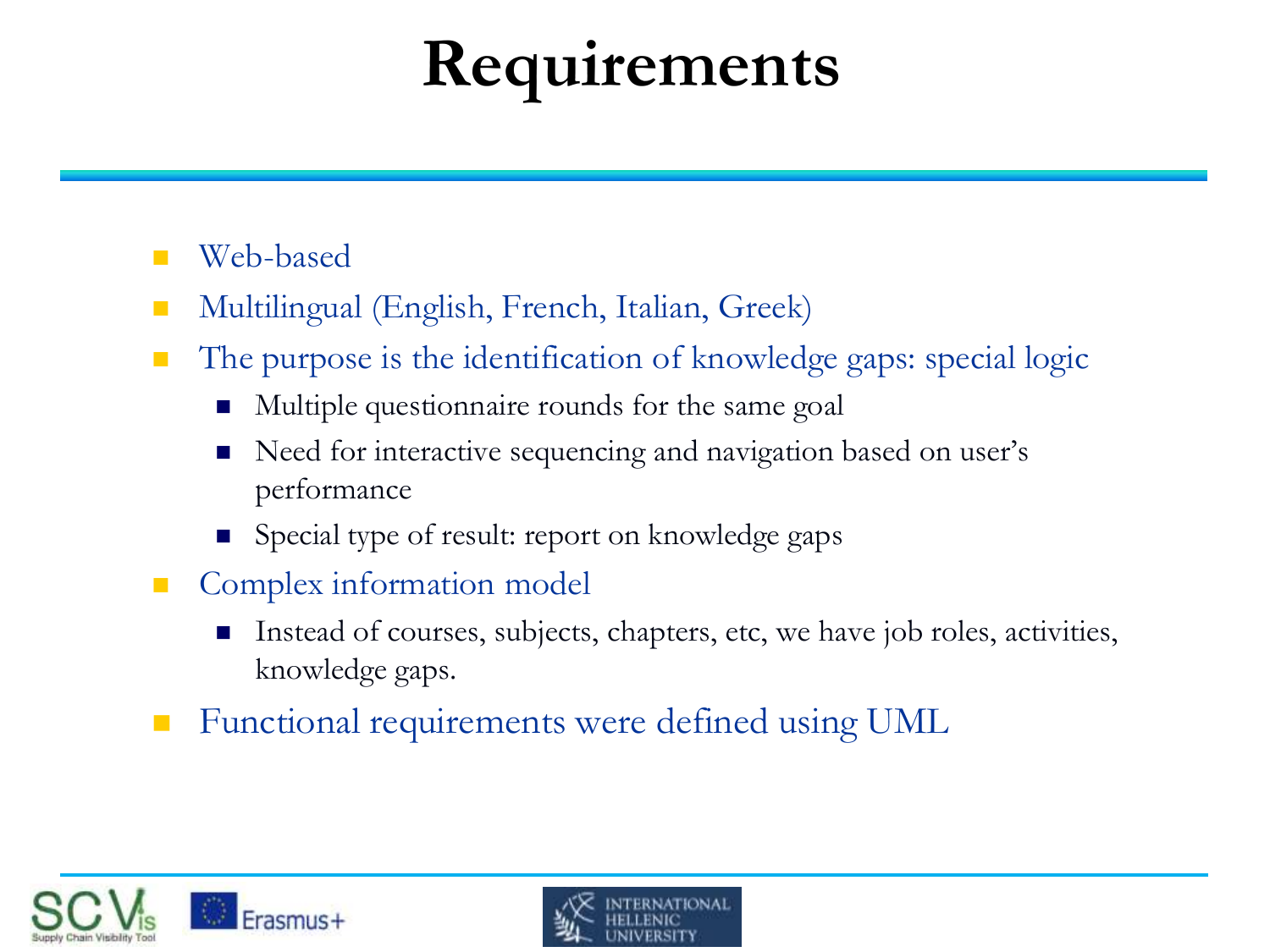# Requirements

- Web-based
- Multilingual (English, French, Italian, Greek)
- The purpose is the identification of knowledge gaps: special logic
  - Multiple questionnaire rounds for the same goal
  - Need for interactive sequencing and navigation based on user's performance
  - Special type of result: report on knowledge gaps
- Complex information model
  - Instead of courses, subjects, chapters, etc, we have job roles, activities, knowledge gaps.
- Functional requirements were defined using UML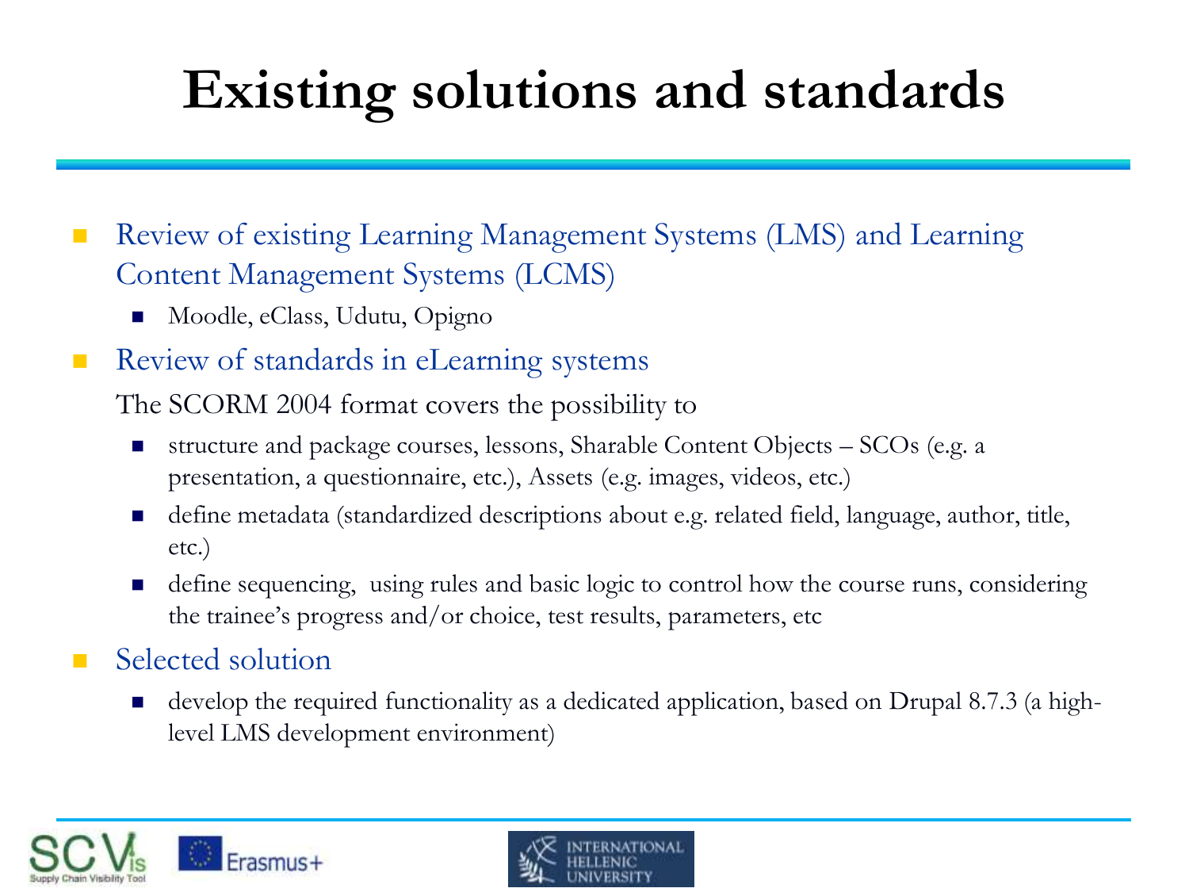# Existing solutions and standards

- Review of existing Learning Management Systems (LMS) and Learning Content Management Systems (LCMS)
  - Moodle, eClass, Udutu, Opigno
- Review of standards in eLearning systems

  The SCORM 2004 format covers the possibility to

  - structure and package courses, lessons, Sharable Content Objects – SCOs (e.g. a presentation, a questionnaire, etc.), Assets (e.g. images, videos, etc.)
  - define metadata (standardized descriptions about e.g. related field, language, author, title, etc.)
  - define sequencing, using rules and basic logic to control how the course runs, considering the trainee's progress and/or choice, test results, parameters, etc
- Selected solution
  - develop the required functionality as a dedicated application, based on Drupal 8.7.3 (a high-level LMS development environment)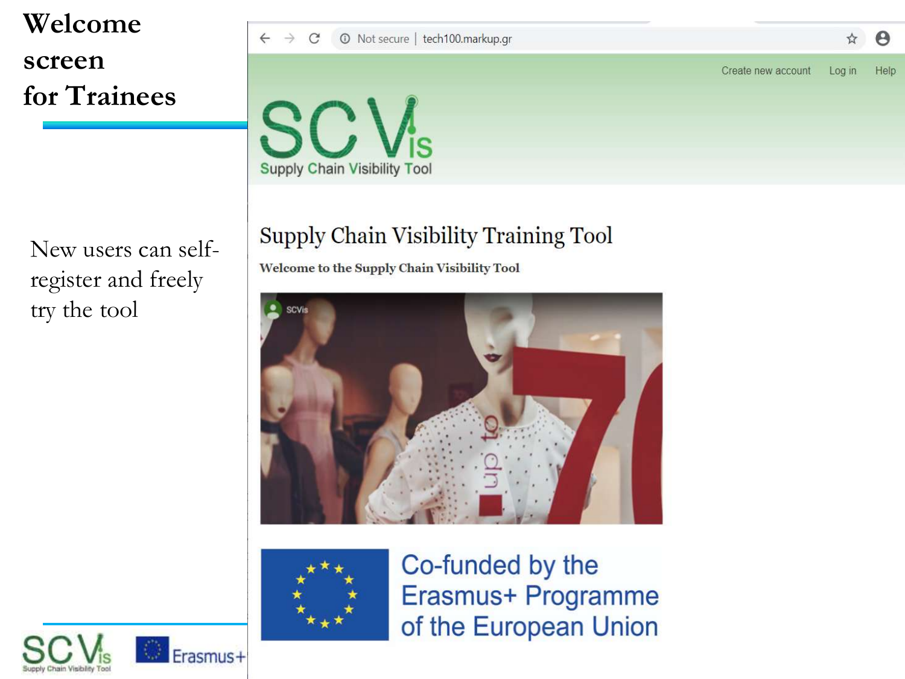# Welcome screen for Trainees

New users can self-register and freely try the tool

Create new account Log in Help

SCVis
Supply Chain Visibility Tool

## Supply Chain Visibility Training Tool

**Welcome to the Supply Chain Visibility Tool**

Co-funded by the Erasmus+ Programme of the European Union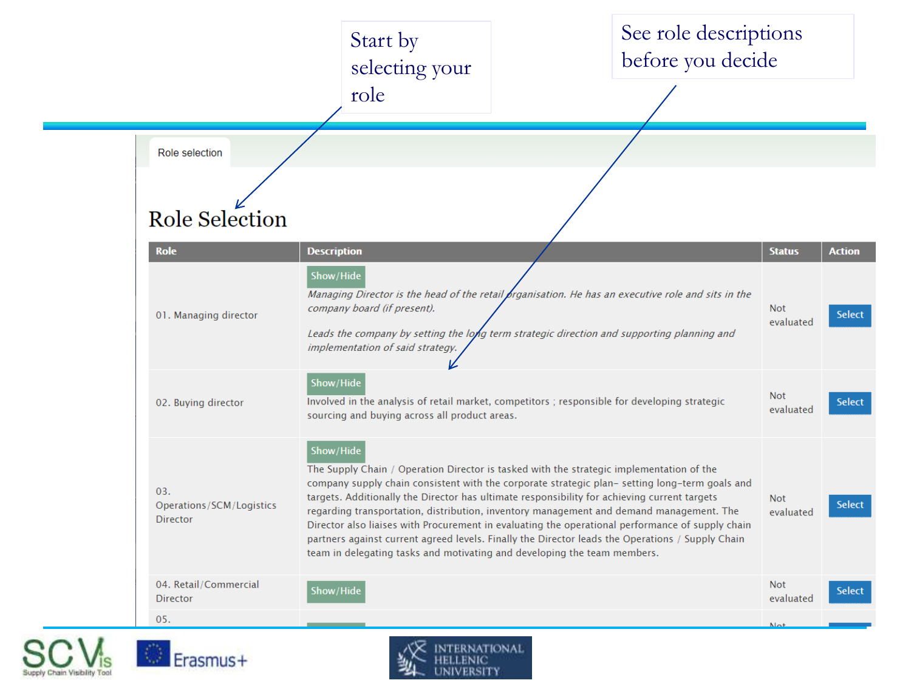Start by selecting your role

See role descriptions before you decide

Role selection

# Role Selection

| Role | Description | Status | Action |
|---|---|---|---|
| 01. Managing director | Show/Hide<br>*Managing Director is the head of the retail organisation. He has an executive role and sits in the company board (if present).*<br><br>*Leads the company by setting the long term strategic direction and supporting planning and implementation of said strategy.* | Not evaluated | Select |
| 02. Buying director | Show/Hide<br>Involved in the analysis of retail market, competitors ; responsible for developing strategic sourcing and buying across all product areas. | Not evaluated | Select |
| 03. Operations/SCM/Logistics Director | Show/Hide<br>The Supply Chain / Operation Director is tasked with the strategic implementation of the company supply chain consistent with the corporate strategic plan– setting long-term goals and targets. Additionally the Director has ultimate responsibility for achieving current targets regarding transportation, distribution, inventory management and demand management. The Director also liaises with Procurement in evaluating the operational performance of supply chain partners against current agreed levels. Finally the Director leads the Operations / Supply Chain team in delegating tasks and motivating and developing the team members. | Not evaluated | Select |
| 04. Retail/Commercial Director | Show/Hide | Not evaluated | Select |
| 05. | | Not | |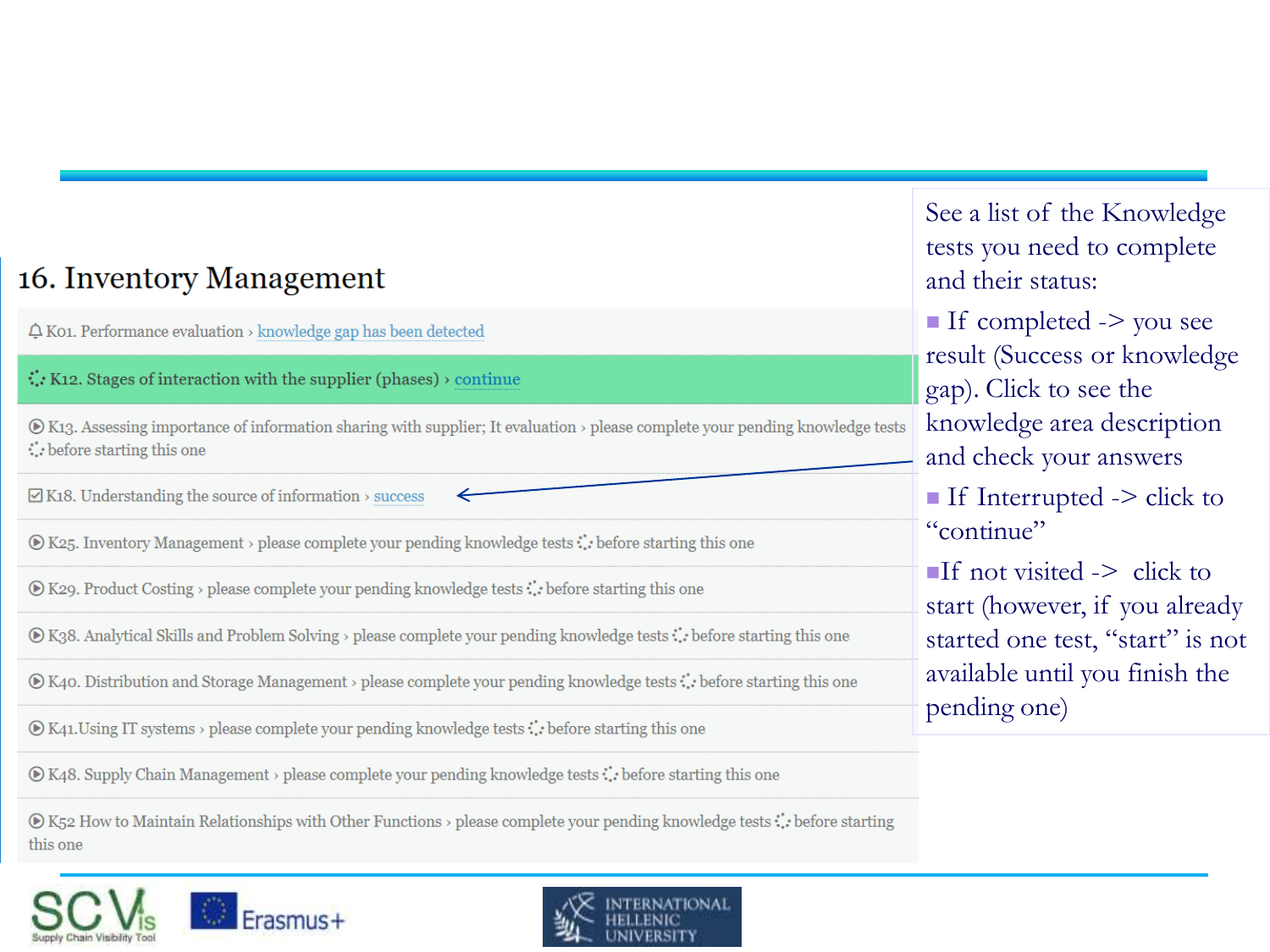## 16. Inventory Management

- K01. Performance evaluation › knowledge gap has been detected
- K12. Stages of interaction with the supplier (phases) › continue
- K13. Assessing importance of information sharing with supplier; It evaluation › please complete your pending knowledge tests before starting this one
- K18. Understanding the source of information › success
- K25. Inventory Management › please complete your pending knowledge tests before starting this one
- K29. Product Costing › please complete your pending knowledge tests before starting this one
- K38. Analytical Skills and Problem Solving › please complete your pending knowledge tests before starting this one
- K40. Distribution and Storage Management › please complete your pending knowledge tests before starting this one
- K41.Using IT systems › please complete your pending knowledge tests before starting this one
- K48. Supply Chain Management › please complete your pending knowledge tests before starting this one
- K52 How to Maintain Relationships with Other Functions › please complete your pending knowledge tests before starting this one

See a list of the Knowledge tests you need to complete and their status:

- If completed -> you see result (Success or knowledge gap). Click to see the knowledge area description and check your answers
- If Interrupted -> click to "continue"
- If not visited -> click to start (however, if you already started one test, "start" is not available until you finish the pending one)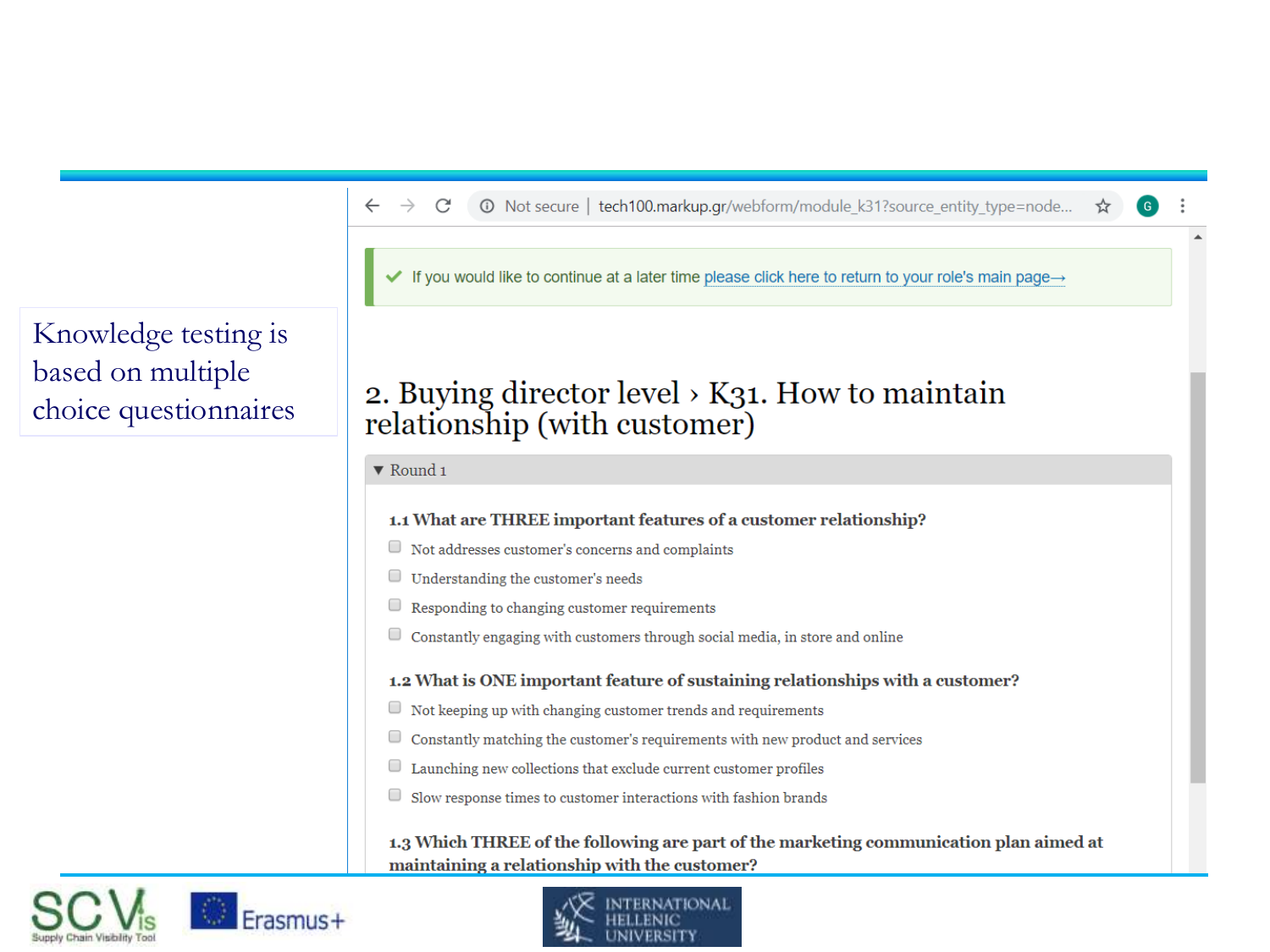Knowledge testing is based on multiple choice questionnaires

If you would like to continue at a later time please click here to return to your role's main page→

## 2. Buying director level › K31. How to maintain relationship (with customer)

▼ Round 1

**1.1 What are THREE important features of a customer relationship?**

- Not addresses customer's concerns and complaints
- Understanding the customer's needs
- Responding to changing customer requirements
- Constantly engaging with customers through social media, in store and online

**1.2 What is ONE important feature of sustaining relationships with a customer?**

- Not keeping up with changing customer trends and requirements
- Constantly matching the customer's requirements with new product and services
- Launching new collections that exclude current customer profiles
- Slow response times to customer interactions with fashion brands

**1.3 Which THREE of the following are part of the marketing communication plan aimed at maintaining a relationship with the customer?**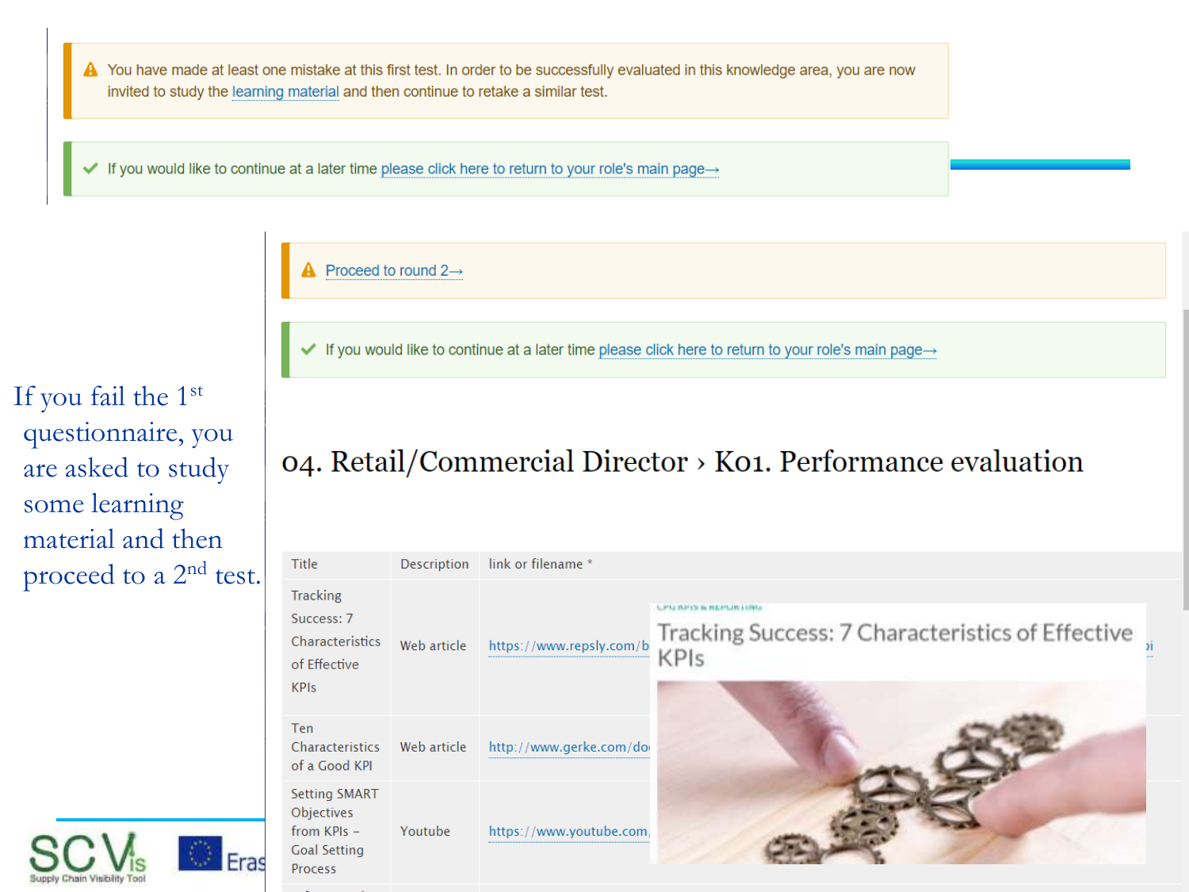⚠ You have made at least one mistake at this first test. In order to be successfully evaluated in this knowledge area, you are now invited to study the learning material and then continue to retake a similar test.

✔ If you would like to continue at a later time please click here to return to your role's main page→

⚠ Proceed to round 2→

✔ If you would like to continue at a later time please click here to return to your role's main page→

If you fail the 1st questionnaire, you are asked to study some learning material and then proceed to a 2nd test.

## 04. Retail/Commercial Director › K01. Performance evaluation

| Title | Description | link or filename * |
|---|---|---|
| Tracking Success: 7 Characteristics of Effective KPIs | Web article | https://www.repsly.com/b |
| Ten Characteristics of a Good KPI | Web article | http://www.gerke.com/do |
| Setting SMART Objectives from KPIs – Goal Setting Process | Youtube | https://www.youtube.com |

Tracking Success: 7 Characteristics of Effective KPIs

SCVis Supply Chain Visibility Tool

Eras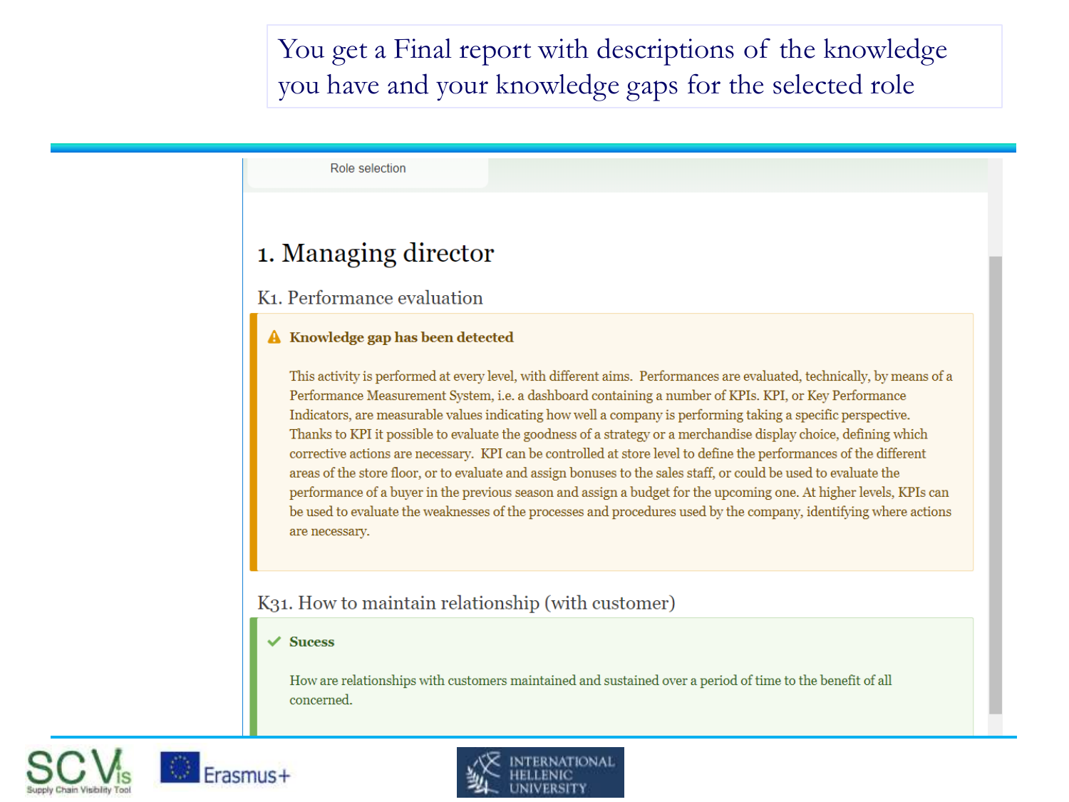You get a Final report with descriptions of the knowledge you have and your knowledge gaps for the selected role

Role selection

# 1. Managing director

## K1. Performance evaluation

**Knowledge gap has been detected**

This activity is performed at every level, with different aims. Performances are evaluated, technically, by means of a Performance Measurement System, i.e. a dashboard containing a number of KPIs. KPI, or Key Performance Indicators, are measurable values indicating how well a company is performing taking a specific perspective. Thanks to KPI it possible to evaluate the goodness of a strategy or a merchandise display choice, defining which corrective actions are necessary. KPI can be controlled at store level to define the performances of the different areas of the store floor, or to evaluate and assign bonuses to the sales staff, or could be used to evaluate the performance of a buyer in the previous season and assign a budget for the upcoming one. At higher levels, KPIs can be used to evaluate the weaknesses of the processes and procedures used by the company, identifying where actions are necessary.

## K31. How to maintain relationship (with customer)

**Sucess**

How are relationships with customers maintained and sustained over a period of time to the benefit of all concerned.

SCVis Supply Chain Visibility Tool

Erasmus+

INTERNATIONAL HELLENIC UNIVERSITY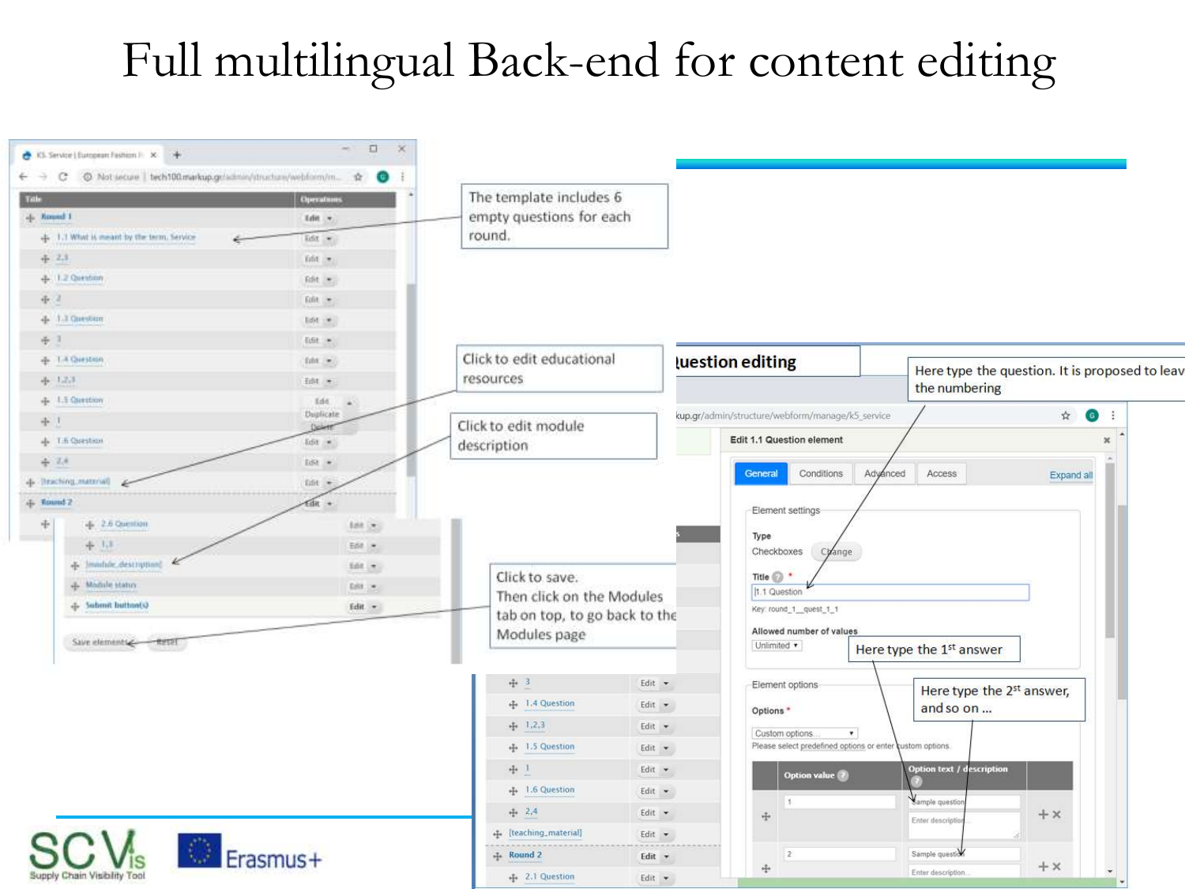# Full multilingual Back-end for content editing

The template includes 6 empty questions for each round.

Click to edit educational resources

Click to edit module description

Click to save.
Then click on the Modules tab on top, to go back to the Modules page

Question editing

Here type the question. It is proposed to leave the numbering

Here type the 1st answer

Here type the 2st answer, and so on …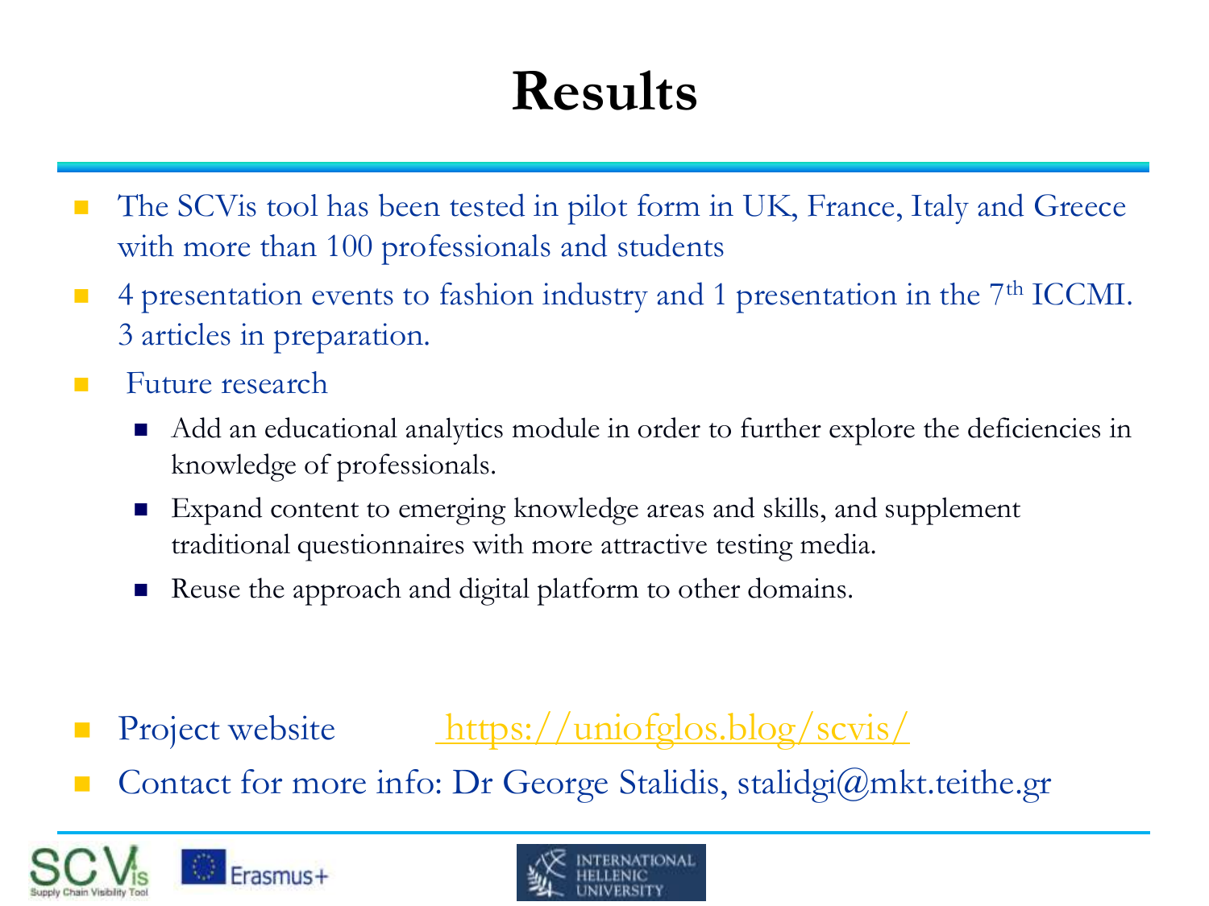# Results

- The SCVis tool has been tested in pilot form in UK, France, Italy and Greece with more than 100 professionals and students
- 4 presentation events to fashion industry and 1 presentation in the 7th ICCMI. 3 articles in preparation.
- Future research
  - Add an educational analytics module in order to further explore the deficiencies in knowledge of professionals.
  - Expand content to emerging knowledge areas and skills, and supplement traditional questionnaires with more attractive testing media.
  - Reuse the approach and digital platform to other domains.

- Project website https://uniofglos.blog/scvis/
- Contact for more info: Dr George Stalidis, stalidgi@mkt.teithe.gr